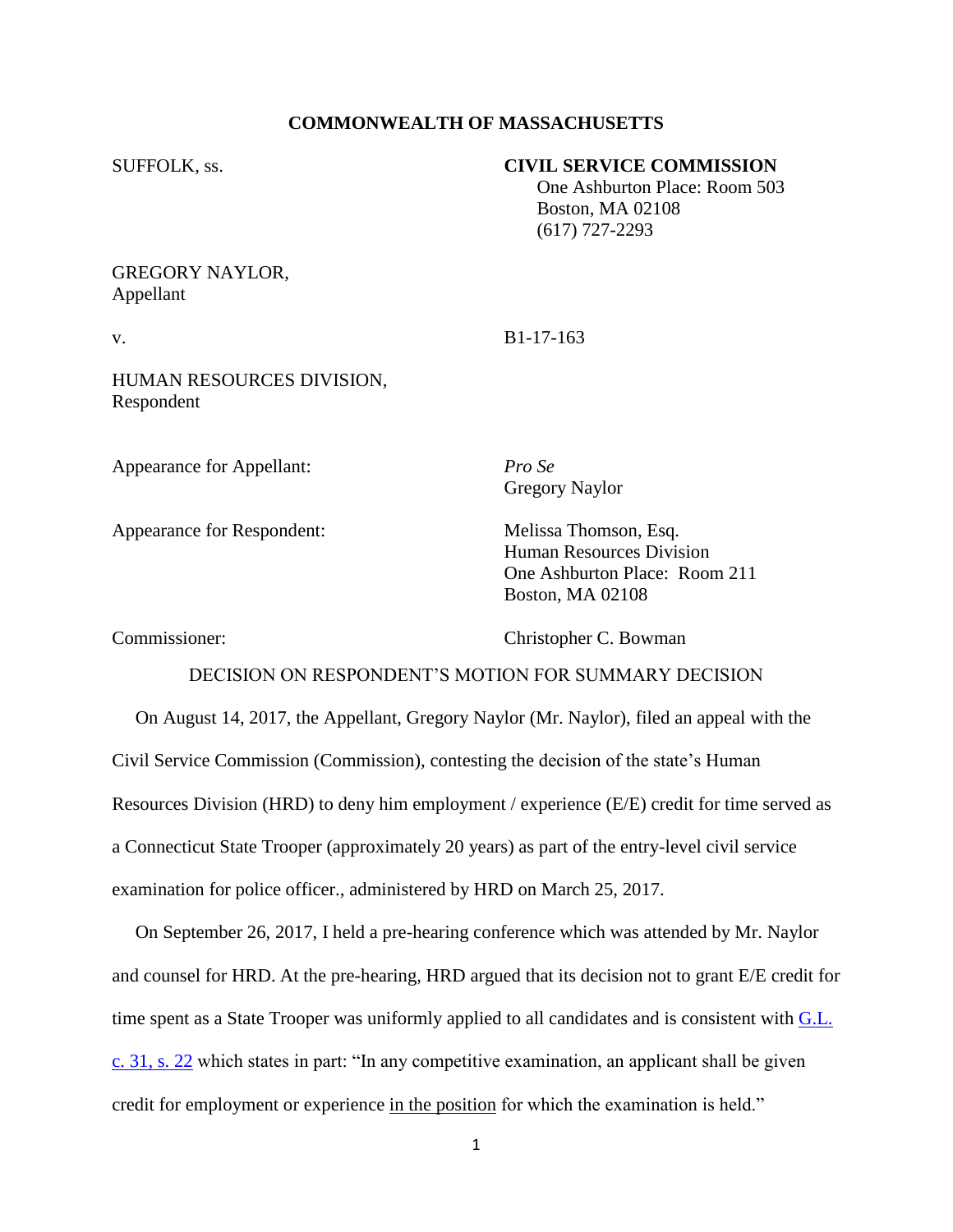**COMMONWEALTH OF MASSACHUSETTS**

SUFFOLK, ss.

**CIVIL SERVICE COMMISSION**
One Ashburton Place: Room 503
Boston, MA 02108
(617) 727-2293

GREGORY NAYLOR,
Appellant

v. B1-17-163

HUMAN RESOURCES DIVISION,
Respondent

Appearance for Appellant: *Pro Se*
Gregory Naylor

Appearance for Respondent: Melissa Thomson, Esq.
Human Resources Division
One Ashburton Place: Room 211
Boston, MA 02108

Commissioner: Christopher C. Bowman

DECISION ON RESPONDENT'S MOTION FOR SUMMARY DECISION

On August 14, 2017, the Appellant, Gregory Naylor (Mr. Naylor), filed an appeal with the Civil Service Commission (Commission), contesting the decision of the state's Human Resources Division (HRD) to deny him employment / experience (E/E) credit for time served as a Connecticut State Trooper (approximately 20 years) as part of the entry-level civil service examination for police officer., administered by HRD on March 25, 2017.

On September 26, 2017, I held a pre-hearing conference which was attended by Mr. Naylor and counsel for HRD. At the pre-hearing, HRD argued that its decision not to grant E/E credit for time spent as a State Trooper was uniformly applied to all candidates and is consistent with G.L. c. 31, s. 22 which states in part: "In any competitive examination, an applicant shall be given credit for employment or experience in the position for which the examination is held."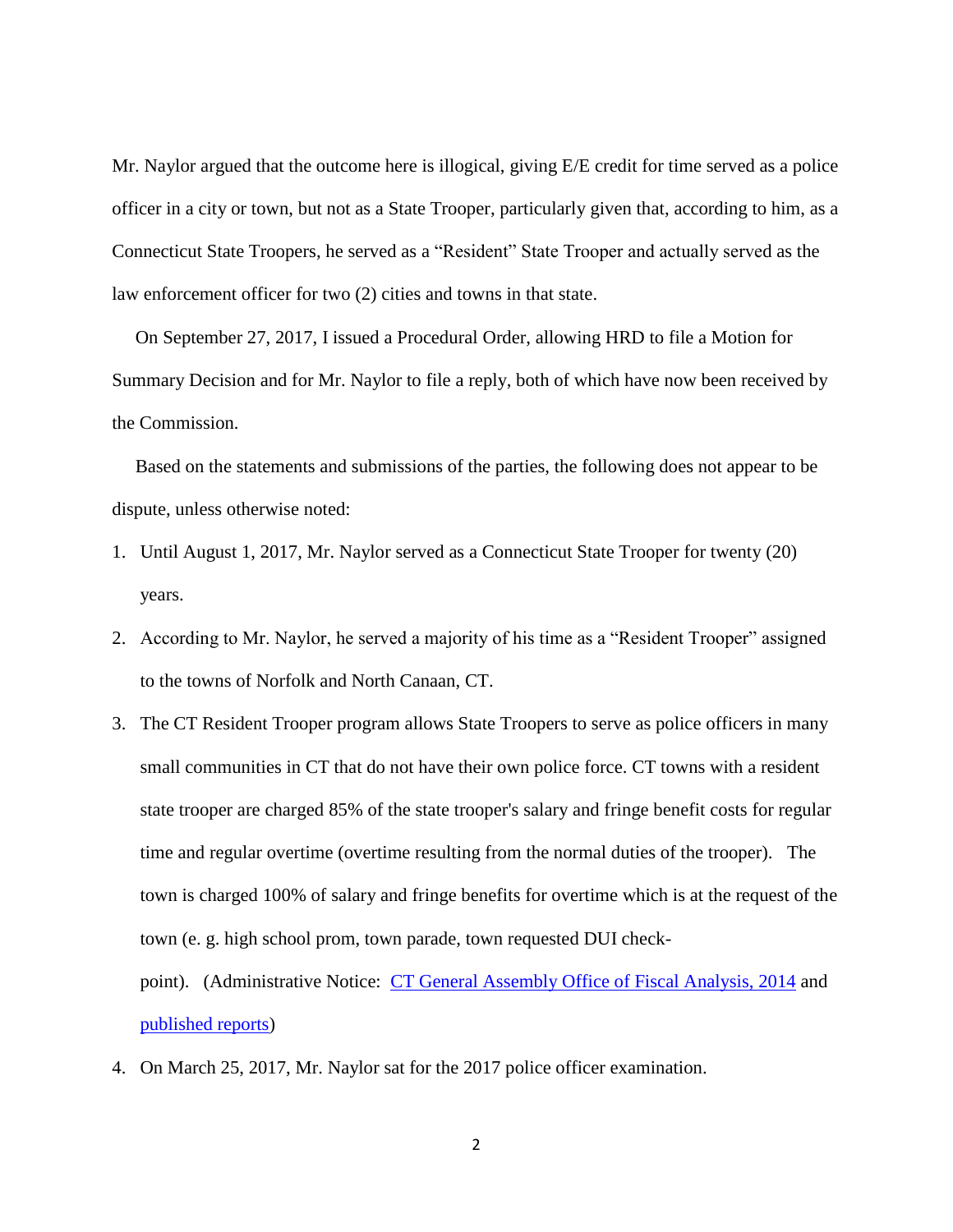Mr. Naylor argued that the outcome here is illogical, giving E/E credit for time served as a police officer in a city or town, but not as a State Trooper, particularly given that, according to him, as a Connecticut State Troopers, he served as a "Resident" State Trooper and actually served as the law enforcement officer for two (2) cities and towns in that state.

On September 27, 2017, I issued a Procedural Order, allowing HRD to file a Motion for Summary Decision and for Mr. Naylor to file a reply, both of which have now been received by the Commission.

Based on the statements and submissions of the parties, the following does not appear to be dispute, unless otherwise noted:

1. Until August 1, 2017, Mr. Naylor served as a Connecticut State Trooper for twenty (20) years.
2. According to Mr. Naylor, he served a majority of his time as a "Resident Trooper" assigned to the towns of Norfolk and North Canaan, CT.
3. The CT Resident Trooper program allows State Troopers to serve as police officers in many small communities in CT that do not have their own police force. CT towns with a resident state trooper are charged 85% of the state trooper's salary and fringe benefit costs for regular time and regular overtime (overtime resulting from the normal duties of the trooper). The town is charged 100% of salary and fringe benefits for overtime which is at the request of the town (e. g. high school prom, town parade, town requested DUI check-point). (Administrative Notice: [CT General Assembly Office of Fiscal Analysis, 2014] and [published reports])
4. On March 25, 2017, Mr. Naylor sat for the 2017 police officer examination.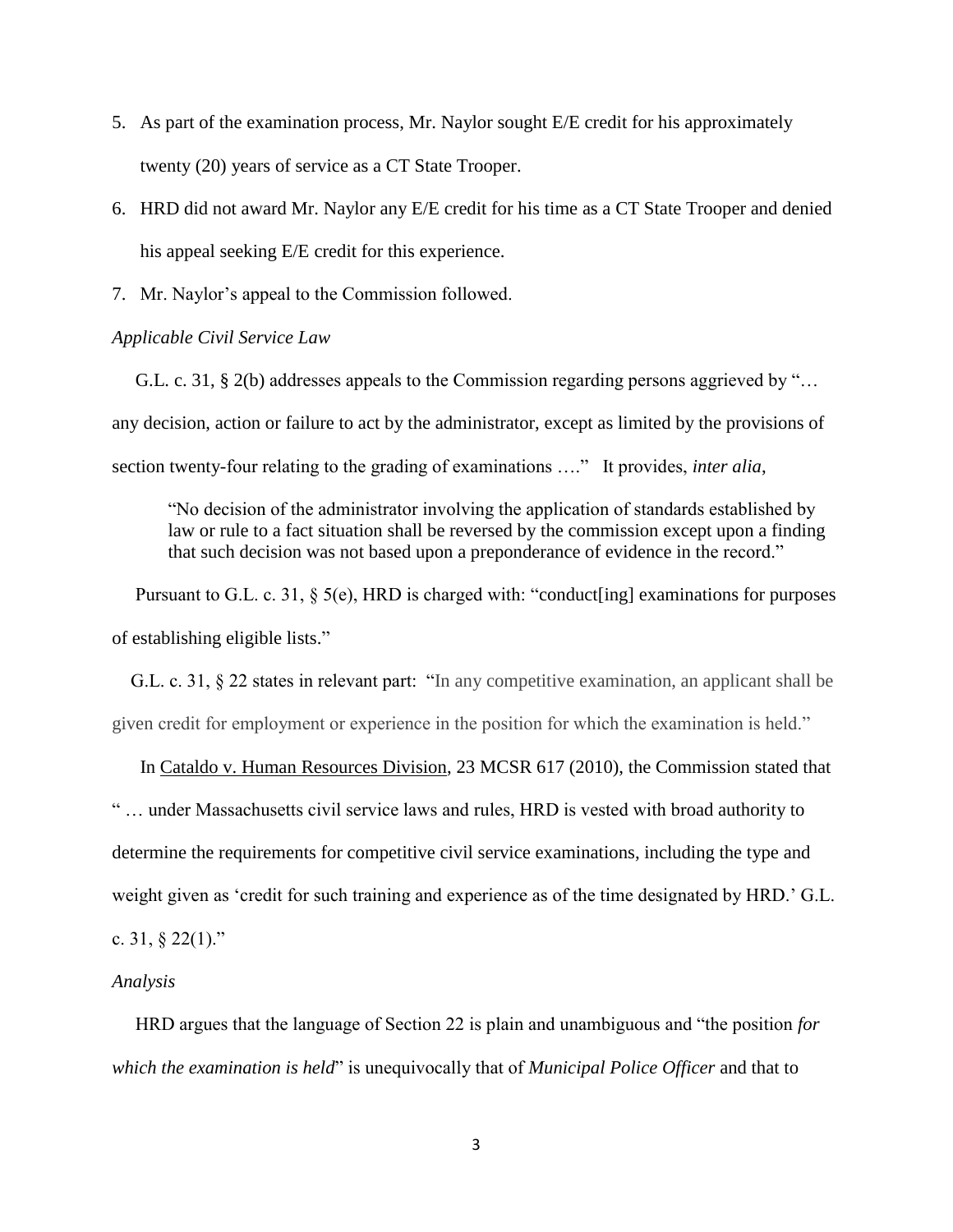5. As part of the examination process, Mr. Naylor sought E/E credit for his approximately twenty (20) years of service as a CT State Trooper.
6. HRD did not award Mr. Naylor any E/E credit for his time as a CT State Trooper and denied his appeal seeking E/E credit for this experience.
7. Mr. Naylor's appeal to the Commission followed.

*Applicable Civil Service Law*

G.L. c. 31, § 2(b) addresses appeals to the Commission regarding persons aggrieved by "… any decision, action or failure to act by the administrator, except as limited by the provisions of section twenty-four relating to the grading of examinations …." It provides, *inter alia*,

> "No decision of the administrator involving the application of standards established by law or rule to a fact situation shall be reversed by the commission except upon a finding that such decision was not based upon a preponderance of evidence in the record."

Pursuant to G.L. c. 31, § 5(e), HRD is charged with: "conduct[ing] examinations for purposes of establishing eligible lists."

G.L. c. 31, § 22 states in relevant part: "In any competitive examination, an applicant shall be given credit for employment or experience in the position for which the examination is held."

In Cataldo v. Human Resources Division, 23 MCSR 617 (2010), the Commission stated that " … under Massachusetts civil service laws and rules, HRD is vested with broad authority to determine the requirements for competitive civil service examinations, including the type and weight given as 'credit for such training and experience as of the time designated by HRD.' G.L. c. 31, § 22(1)."

*Analysis*

HRD argues that the language of Section 22 is plain and unambiguous and "the position *for which the examination is held*" is unequivocally that of *Municipal Police Officer* and that to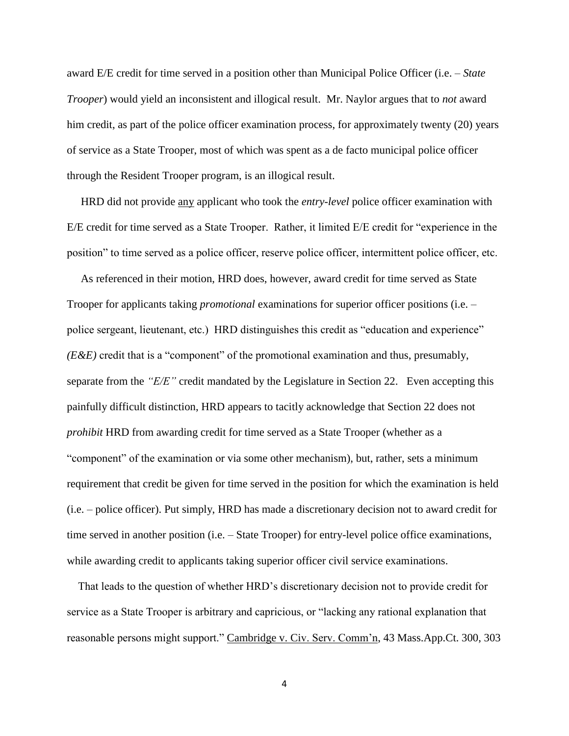award E/E credit for time served in a position other than Municipal Police Officer (i.e. – *State Trooper*) would yield an inconsistent and illogical result. Mr. Naylor argues that to *not* award him credit, as part of the police officer examination process, for approximately twenty (20) years of service as a State Trooper, most of which was spent as a de facto municipal police officer through the Resident Trooper program, is an illogical result.

HRD did not provide <u>any</u> applicant who took the *entry-level* police officer examination with E/E credit for time served as a State Trooper. Rather, it limited E/E credit for "experience in the position" to time served as a police officer, reserve police officer, intermittent police officer, etc.

As referenced in their motion, HRD does, however, award credit for time served as State Trooper for applicants taking *promotional* examinations for superior officer positions (i.e. – police sergeant, lieutenant, etc.) HRD distinguishes this credit as "education and experience" *(E&E)* credit that is a "component" of the promotional examination and thus, presumably, separate from the *"E/E"* credit mandated by the Legislature in Section 22. Even accepting this painfully difficult distinction, HRD appears to tacitly acknowledge that Section 22 does not *prohibit* HRD from awarding credit for time served as a State Trooper (whether as a "component" of the examination or via some other mechanism), but, rather, sets a minimum requirement that credit be given for time served in the position for which the examination is held (i.e. – police officer). Put simply, HRD has made a discretionary decision not to award credit for time served in another position (i.e. – State Trooper) for entry-level police office examinations, while awarding credit to applicants taking superior officer civil service examinations.

That leads to the question of whether HRD's discretionary decision not to provide credit for service as a State Trooper is arbitrary and capricious, or "lacking any rational explanation that reasonable persons might support." <u>Cambridge v. Civ. Serv. Comm'n</u>, 43 Mass.App.Ct. 300, 303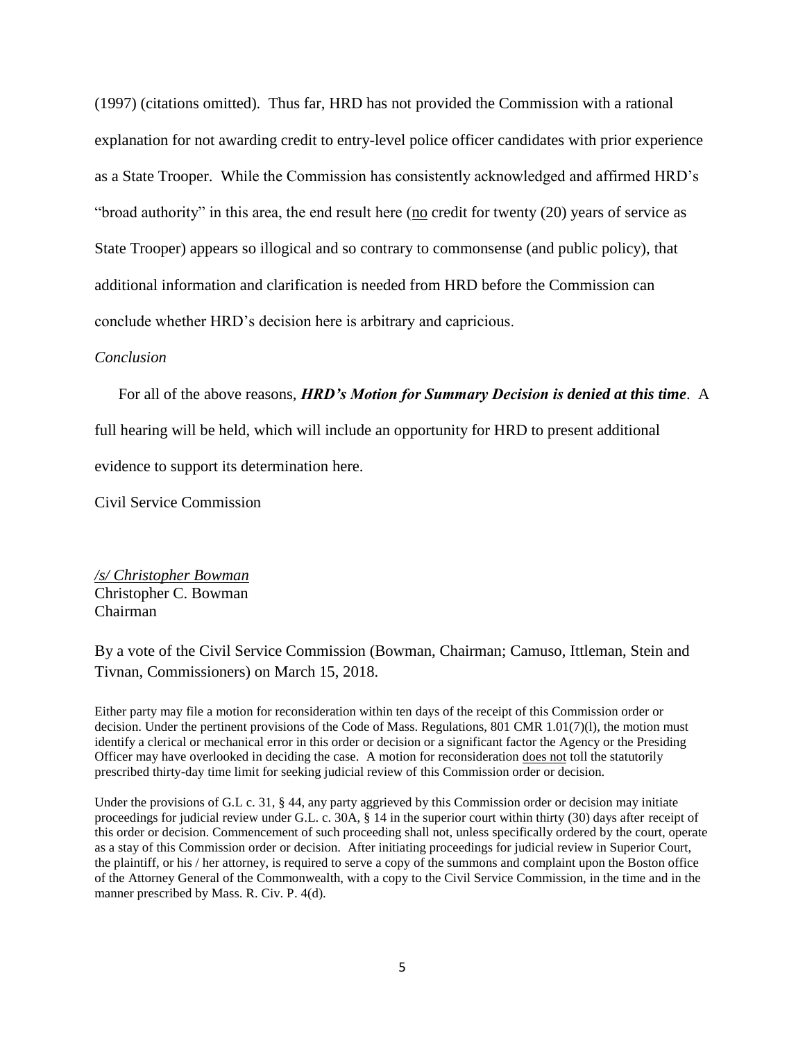(1997) (citations omitted). Thus far, HRD has not provided the Commission with a rational explanation for not awarding credit to entry-level police officer candidates with prior experience as a State Trooper. While the Commission has consistently acknowledged and affirmed HRD's "broad authority" in this area, the end result here (<u>no</u> credit for twenty (20) years of service as State Trooper) appears so illogical and so contrary to commonsense (and public policy), that additional information and clarification is needed from HRD before the Commission can conclude whether HRD's decision here is arbitrary and capricious.

*Conclusion*

For all of the above reasons, ***HRD's Motion for Summary Decision is denied at this time***. A full hearing will be held, which will include an opportunity for HRD to present additional evidence to support its determination here.

Civil Service Commission

*<u>/s/ Christopher Bowman</u>*
Christopher C. Bowman
Chairman

By a vote of the Civil Service Commission (Bowman, Chairman; Camuso, Ittleman, Stein and Tivnan, Commissioners) on March 15, 2018.

Either party may file a motion for reconsideration within ten days of the receipt of this Commission order or decision. Under the pertinent provisions of the Code of Mass. Regulations, 801 CMR 1.01(7)(l), the motion must identify a clerical or mechanical error in this order or decision or a significant factor the Agency or the Presiding Officer may have overlooked in deciding the case. A motion for reconsideration <u>does not</u> toll the statutorily prescribed thirty-day time limit for seeking judicial review of this Commission order or decision.

Under the provisions of G.L c. 31, § 44, any party aggrieved by this Commission order or decision may initiate proceedings for judicial review under G.L. c. 30A, § 14 in the superior court within thirty (30) days after receipt of this order or decision. Commencement of such proceeding shall not, unless specifically ordered by the court, operate as a stay of this Commission order or decision. After initiating proceedings for judicial review in Superior Court, the plaintiff, or his / her attorney, is required to serve a copy of the summons and complaint upon the Boston office of the Attorney General of the Commonwealth, with a copy to the Civil Service Commission, in the time and in the manner prescribed by Mass. R. Civ. P. 4(d).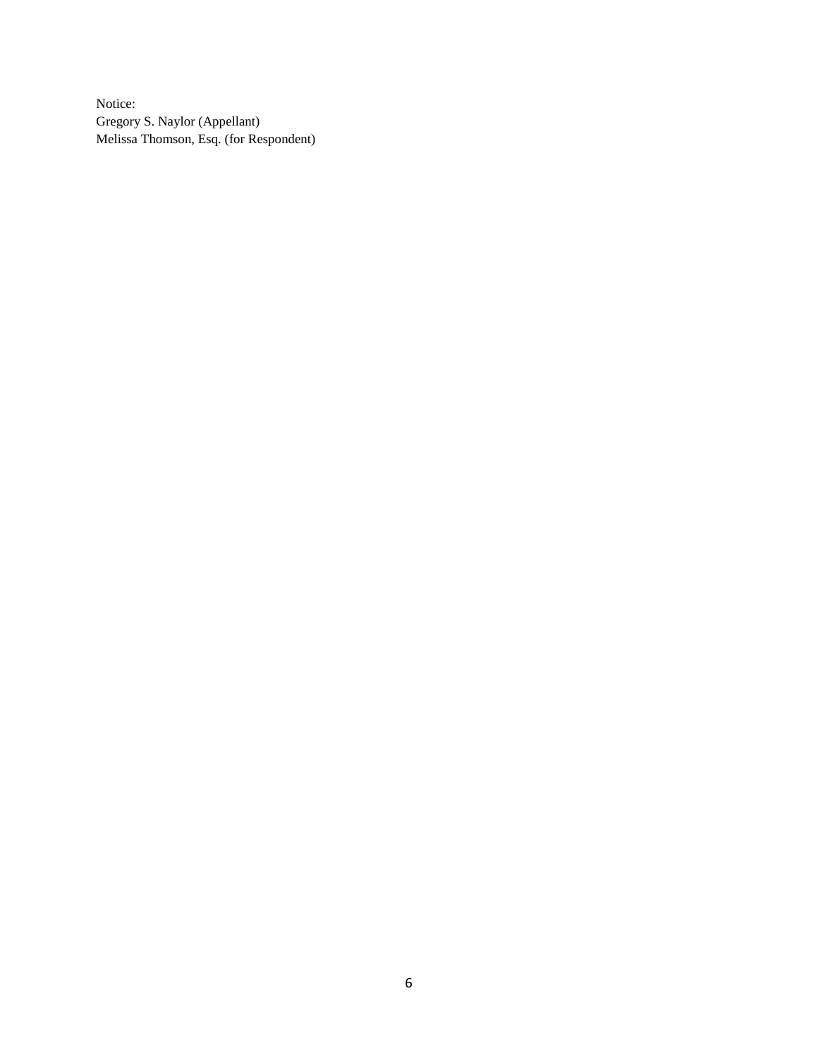Notice:
Gregory S. Naylor (Appellant)
Melissa Thomson, Esq. (for Respondent)